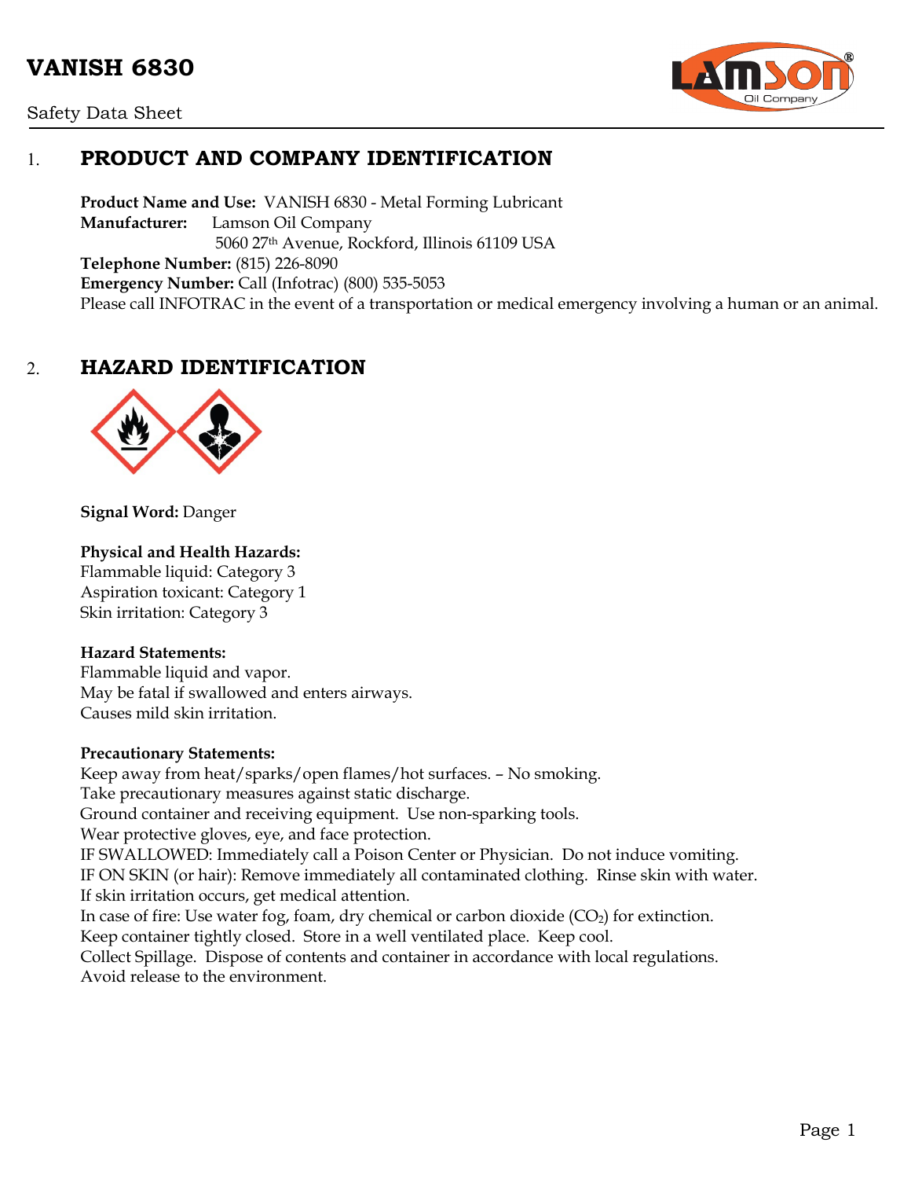# VANISH 6830

Safety Data Sheet

## 1. PRODUCT AND COMPANY IDENTIFICATION

**Product Name and Use:** VANISH 6830 - Metal Forming Lubricant
**Manufacturer:** Lamson Oil Company
5060 27th Avenue, Rockford, Illinois 61109 USA
**Telephone Number:** (815) 226-8090
**Emergency Number:** Call (Infotrac) (800) 535-5053
Please call INFOTRAC in the event of a transportation or medical emergency involving a human or an animal.

## 2. HAZARD IDENTIFICATION

**Signal Word:** Danger

**Physical and Health Hazards:**
Flammable liquid: Category 3
Aspiration toxicant: Category 1
Skin irritation: Category 3

**Hazard Statements:**
Flammable liquid and vapor.
May be fatal if swallowed and enters airways.
Causes mild skin irritation.

**Precautionary Statements:**
Keep away from heat/sparks/open flames/hot surfaces. – No smoking.
Take precautionary measures against static discharge.
Ground container and receiving equipment. Use non-sparking tools.
Wear protective gloves, eye, and face protection.
IF SWALLOWED: Immediately call a Poison Center or Physician. Do not induce vomiting.
IF ON SKIN (or hair): Remove immediately all contaminated clothing. Rinse skin with water.
If skin irritation occurs, get medical attention.
In case of fire: Use water fog, foam, dry chemical or carbon dioxide ($CO_2$) for extinction.
Keep container tightly closed. Store in a well ventilated place. Keep cool.
Collect Spillage. Dispose of contents and container in accordance with local regulations.
Avoid release to the environment.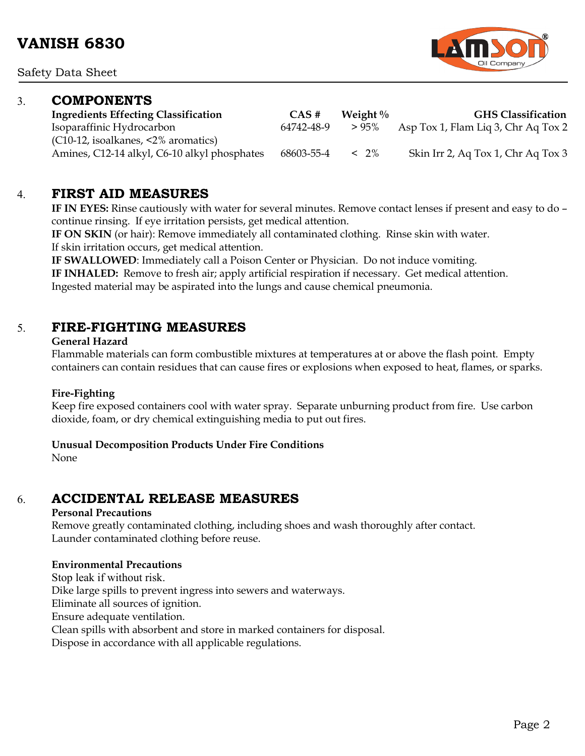## 3. COMPONENTS

| Ingredients Effecting Classification | CAS # | Weight % | GHS Classification |
|---|---|---|---|
| Isoparaffinic Hydrocarbon (C10-12, isoalkanes, <2% aromatics) | 64742-48-9 | > 95% | Asp Tox 1, Flam Liq 3, Chr Aq Tox 2 |
| Amines, C12-14 alkyl, C6-10 alkyl phosphates | 68603-55-4 | < 2% | Skin Irr 2, Aq Tox 1, Chr Aq Tox 3 |

## 4. FIRST AID MEASURES

**IF IN EYES:** Rinse cautiously with water for several minutes. Remove contact lenses if present and easy to do – continue rinsing. If eye irritation persists, get medical attention.
**IF ON SKIN** (or hair): Remove immediately all contaminated clothing. Rinse skin with water.
If skin irritation occurs, get medical attention.
**IF SWALLOWED**: Immediately call a Poison Center or Physician. Do not induce vomiting.
**IF INHALED:** Remove to fresh air; apply artificial respiration if necessary. Get medical attention.
Ingested material may be aspirated into the lungs and cause chemical pneumonia.

## 5. FIRE-FIGHTING MEASURES

**General Hazard**
Flammable materials can form combustible mixtures at temperatures at or above the flash point. Empty containers can contain residues that can cause fires or explosions when exposed to heat, flames, or sparks.

**Fire-Fighting**
Keep fire exposed containers cool with water spray. Separate unburning product from fire. Use carbon dioxide, foam, or dry chemical extinguishing media to put out fires.

**Unusual Decomposition Products Under Fire Conditions**
None

## 6. ACCIDENTAL RELEASE MEASURES

**Personal Precautions**
Remove greatly contaminated clothing, including shoes and wash thoroughly after contact.
Launder contaminated clothing before reuse.

**Environmental Precautions**
Stop leak if without risk.
Dike large spills to prevent ingress into sewers and waterways.
Eliminate all sources of ignition.
Ensure adequate ventilation.
Clean spills with absorbent and store in marked containers for disposal.
Dispose in accordance with all applicable regulations.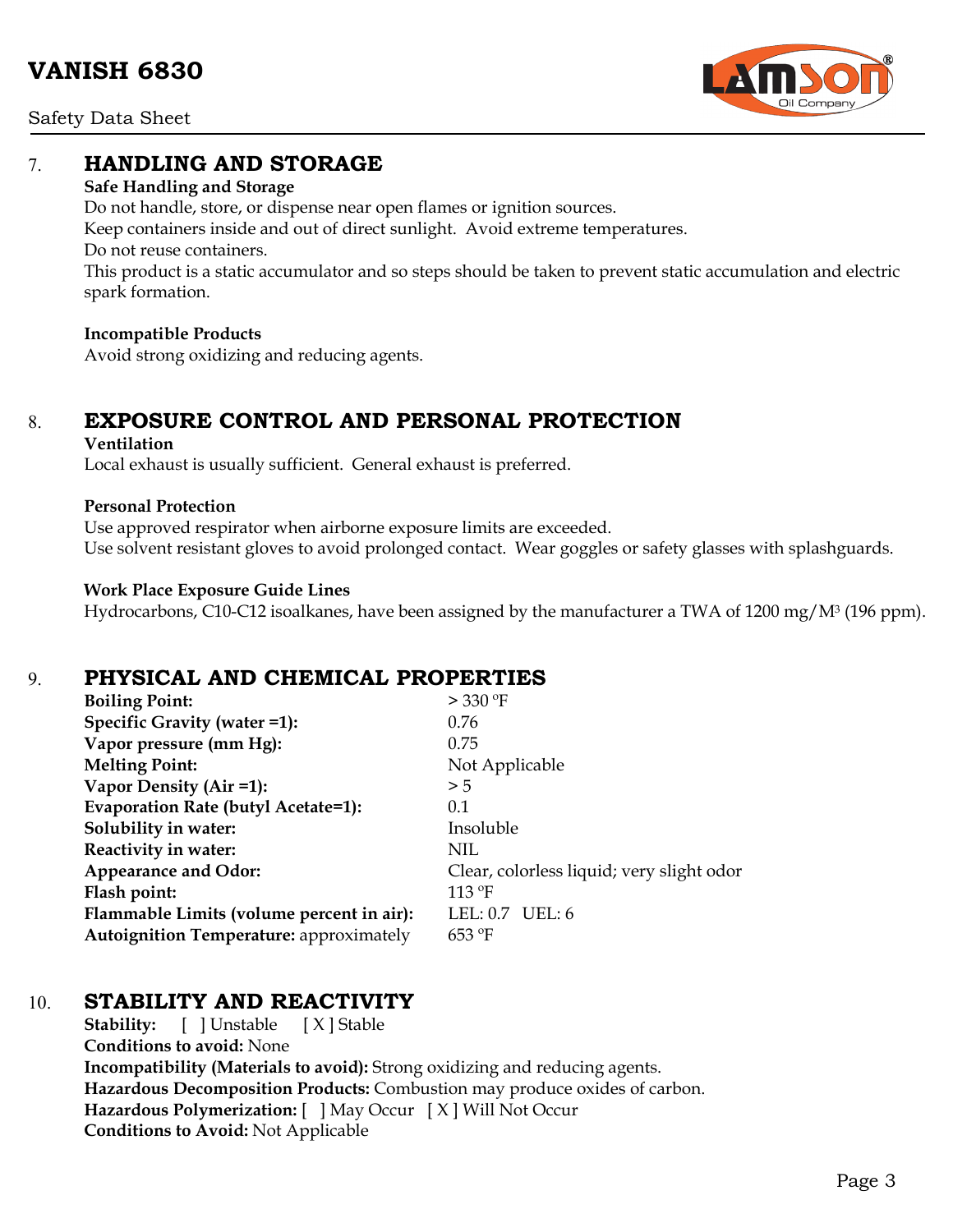## 7. HANDLING AND STORAGE

**Safe Handling and Storage**

Do not handle, store, or dispense near open flames or ignition sources.
Keep containers inside and out of direct sunlight. Avoid extreme temperatures.
Do not reuse containers.
This product is a static accumulator and so steps should be taken to prevent static accumulation and electric spark formation.

**Incompatible Products**

Avoid strong oxidizing and reducing agents.

## 8. EXPOSURE CONTROL AND PERSONAL PROTECTION

**Ventilation**

Local exhaust is usually sufficient. General exhaust is preferred.

**Personal Protection**

Use approved respirator when airborne exposure limits are exceeded.
Use solvent resistant gloves to avoid prolonged contact. Wear goggles or safety glasses with splashguards.

**Work Place Exposure Guide Lines**

Hydrocarbons, C10-C12 isoalkanes, have been assigned by the manufacturer a TWA of 1200 mg/M$^3$ (196 ppm).

## 9. PHYSICAL AND CHEMICAL PROPERTIES

| | |
|---|---|
| **Boiling Point:** | > 330 ºF |
| **Specific Gravity (water =1):** | 0.76 |
| **Vapor pressure (mm Hg):** | 0.75 |
| **Melting Point:** | Not Applicable |
| **Vapor Density (Air =1):** | > 5 |
| **Evaporation Rate (butyl Acetate=1):** | 0.1 |
| **Solubility in water:** | Insoluble |
| **Reactivity in water:** | NIL |
| **Appearance and Odor:** | Clear, colorless liquid; very slight odor |
| **Flash point:** | 113 ºF |
| **Flammable Limits (volume percent in air):** | LEL: 0.7 UEL: 6 |
| **Autoignition Temperature:** approximately | 653 ºF |

## 10. STABILITY AND REACTIVITY

**Stability:** [ ] Unstable [ X ] Stable
**Conditions to avoid:** None
**Incompatibility (Materials to avoid):** Strong oxidizing and reducing agents.
**Hazardous Decomposition Products:** Combustion may produce oxides of carbon.
**Hazardous Polymerization:** [ ] May Occur [ X ] Will Not Occur
**Conditions to Avoid:** Not Applicable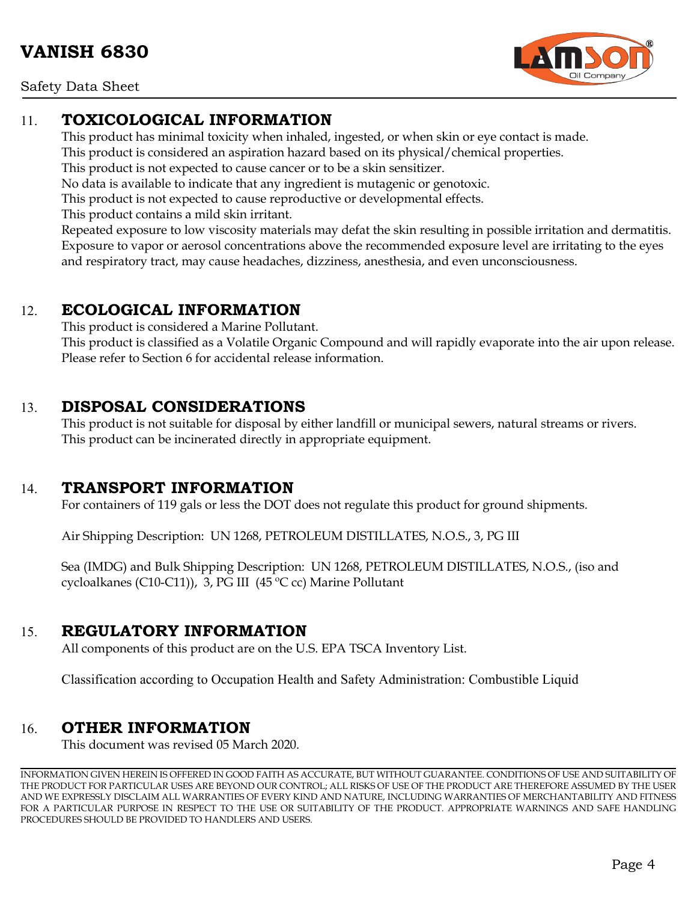## 11. TOXICOLOGICAL INFORMATION

This product has minimal toxicity when inhaled, ingested, or when skin or eye contact is made.
This product is considered an aspiration hazard based on its physical/chemical properties.
This product is not expected to cause cancer or to be a skin sensitizer.
No data is available to indicate that any ingredient is mutagenic or genotoxic.
This product is not expected to cause reproductive or developmental effects.
This product contains a mild skin irritant.
Repeated exposure to low viscosity materials may defat the skin resulting in possible irritation and dermatitis.
Exposure to vapor or aerosol concentrations above the recommended exposure level are irritating to the eyes and respiratory tract, may cause headaches, dizziness, anesthesia, and even unconsciousness.

## 12. ECOLOGICAL INFORMATION

This product is considered a Marine Pollutant.
This product is classified as a Volatile Organic Compound and will rapidly evaporate into the air upon release.
Please refer to Section 6 for accidental release information.

## 13. DISPOSAL CONSIDERATIONS

This product is not suitable for disposal by either landfill or municipal sewers, natural streams or rivers.
This product can be incinerated directly in appropriate equipment.

## 14. TRANSPORT INFORMATION

For containers of 119 gals or less the DOT does not regulate this product for ground shipments.

Air Shipping Description: UN 1268, PETROLEUM DISTILLATES, N.O.S., 3, PG III

Sea (IMDG) and Bulk Shipping Description: UN 1268, PETROLEUM DISTILLATES, N.O.S., (iso and cycloalkanes (C10-C11)), 3, PG III (45 ºC cc) Marine Pollutant

## 15. REGULATORY INFORMATION

All components of this product are on the U.S. EPA TSCA Inventory List.

Classification according to Occupation Health and Safety Administration: Combustible Liquid

## 16. OTHER INFORMATION

This document was revised 05 March 2020.

INFORMATION GIVEN HEREIN IS OFFERED IN GOOD FAITH AS ACCURATE, BUT WITHOUT GUARANTEE. CONDITIONS OF USE AND SUITABILITY OF THE PRODUCT FOR PARTICULAR USES ARE BEYOND OUR CONTROL; ALL RISKS OF USE OF THE PRODUCT ARE THEREFORE ASSUMED BY THE USER AND WE EXPRESSLY DISCLAIM ALL WARRANTIES OF EVERY KIND AND NATURE, INCLUDING WARRANTIES OF MERCHANTABILITY AND FITNESS FOR A PARTICULAR PURPOSE IN RESPECT TO THE USE OR SUITABILITY OF THE PRODUCT. APPROPRIATE WARNINGS AND SAFE HANDLING PROCEDURES SHOULD BE PROVIDED TO HANDLERS AND USERS.